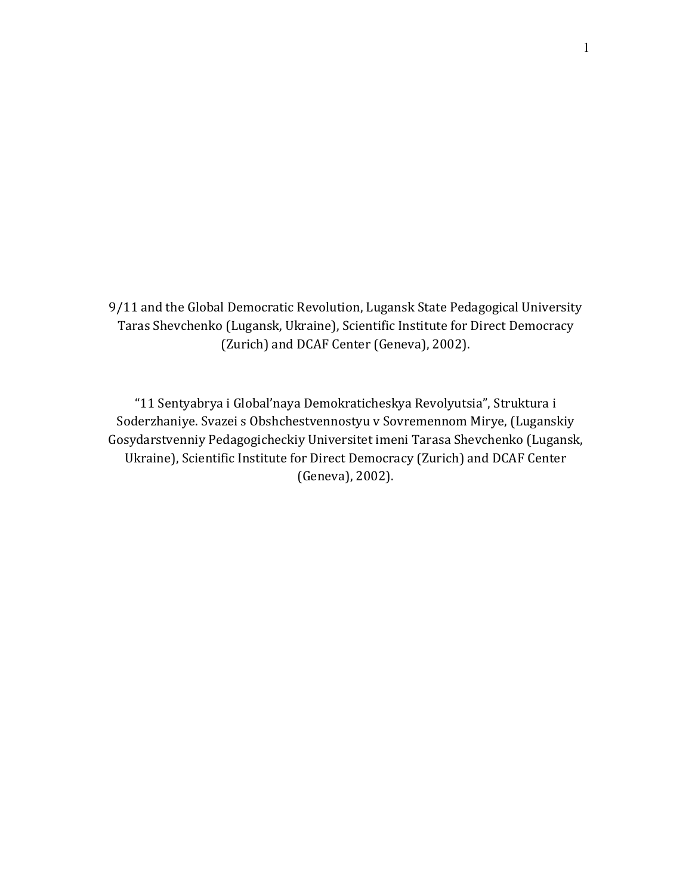9/11 and the Global Democratic Revolution, Lugansk State Pedagogical University Taras Shevchenko (Lugansk, Ukraine), Scientific Institute for Direct Democracy (Zurich) and DCAF Center (Geneva), 2002).

"11 Sentyabrya i Global'naya Demokraticheskya Revolyutsia", Struktura i Soderzhaniye. Svazei s Obshchestvennostyu v Sovremennom Mirye, (Luganskiy Gosydarstvenniy Pedagogicheckiy Universitet imeni Tarasa Shevchenko (Lugansk, Ukraine), Scientific Institute for Direct Democracy (Zurich) and DCAF Center (Geneva), 2002).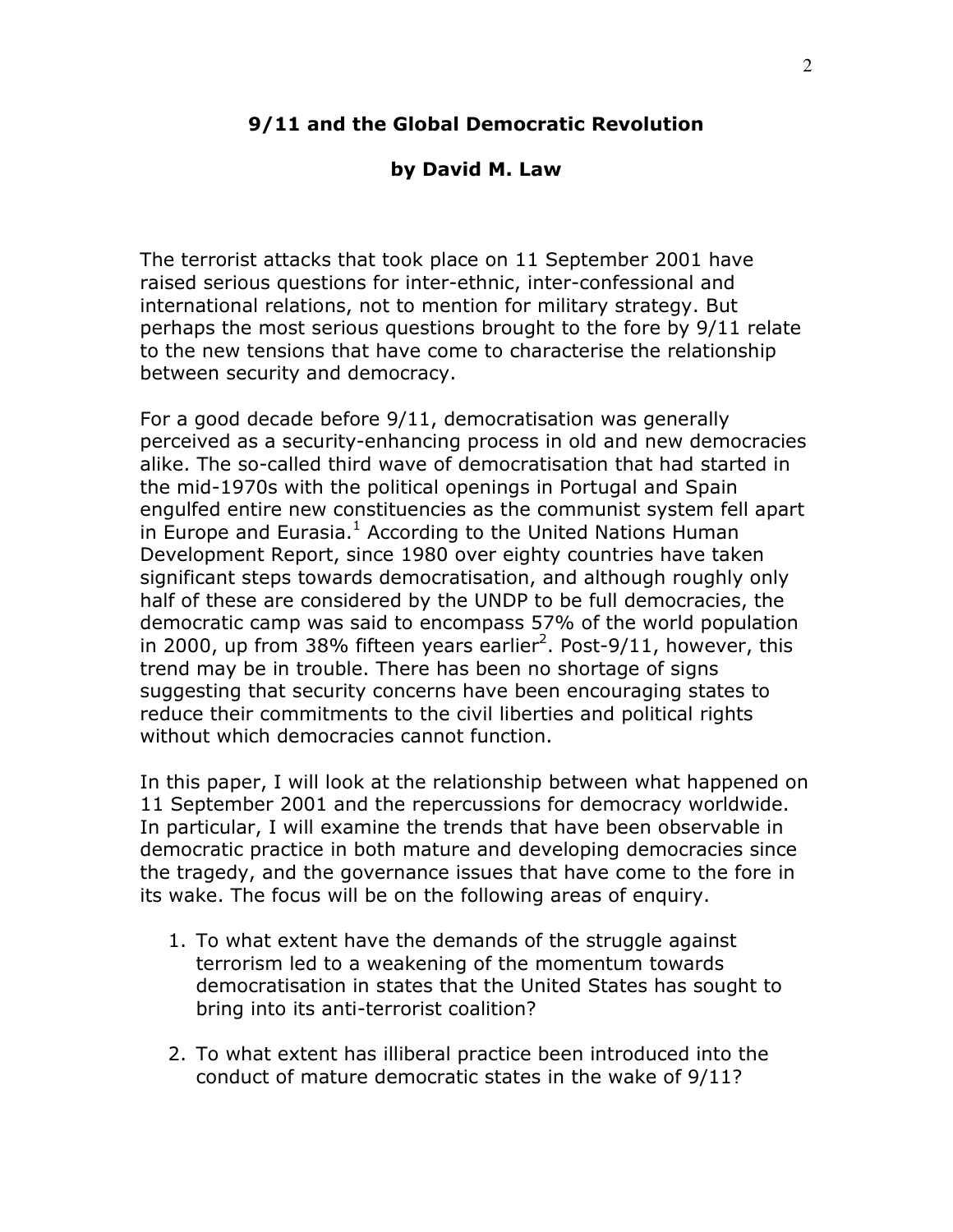# 9/11 and the Global Democratic Revolution

**by David M. Law**

The terrorist attacks that took place on 11 September 2001 have raised serious questions for inter-ethnic, inter-confessional and international relations, not to mention for military strategy. But perhaps the most serious questions brought to the fore by 9/11 relate to the new tensions that have come to characterise the relationship between security and democracy.

For a good decade before 9/11, democratisation was generally perceived as a security-enhancing process in old and new democracies alike. The so-called third wave of democratisation that had started in the mid-1970s with the political openings in Portugal and Spain engulfed entire new constituencies as the communist system fell apart in Europe and Eurasia.[1] According to the United Nations Human Development Report, since 1980 over eighty countries have taken significant steps towards democratisation, and although roughly only half of these are considered by the UNDP to be full democracies, the democratic camp was said to encompass 57% of the world population in 2000, up from 38% fifteen years earlier[2]. Post-9/11, however, this trend may be in trouble. There has been no shortage of signs suggesting that security concerns have been encouraging states to reduce their commitments to the civil liberties and political rights without which democracies cannot function.

In this paper, I will look at the relationship between what happened on 11 September 2001 and the repercussions for democracy worldwide. In particular, I will examine the trends that have been observable in democratic practice in both mature and developing democracies since the tragedy, and the governance issues that have come to the fore in its wake. The focus will be on the following areas of enquiry.

1. To what extent have the demands of the struggle against terrorism led to a weakening of the momentum towards democratisation in states that the United States has sought to bring into its anti-terrorist coalition?

2. To what extent has illiberal practice been introduced into the conduct of mature democratic states in the wake of 9/11?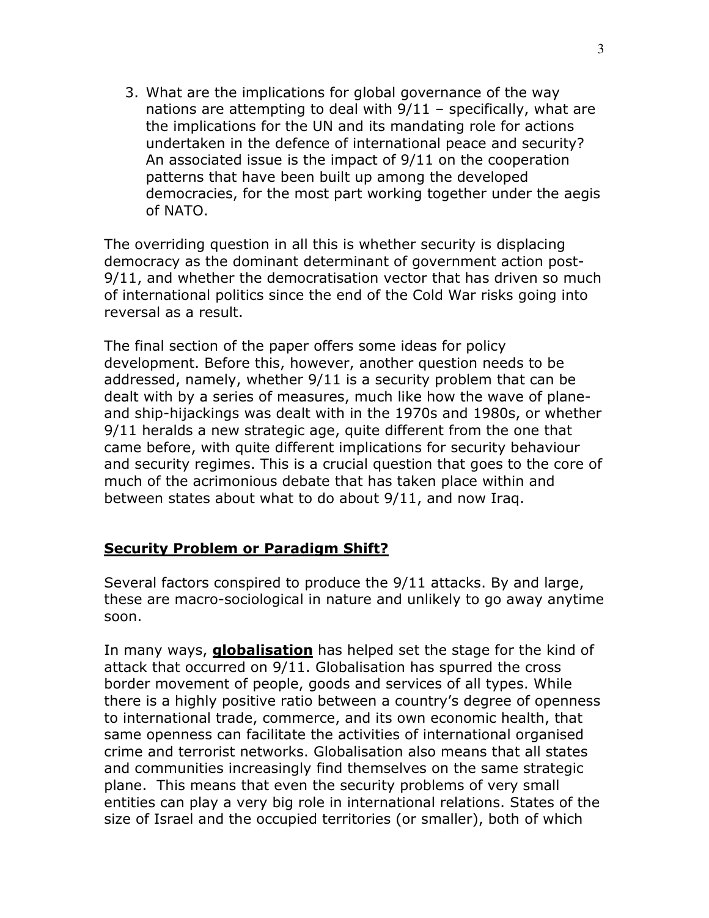3. What are the implications for global governance of the way nations are attempting to deal with 9/11 – specifically, what are the implications for the UN and its mandating role for actions undertaken in the defence of international peace and security? An associated issue is the impact of 9/11 on the cooperation patterns that have been built up among the developed democracies, for the most part working together under the aegis of NATO.

The overriding question in all this is whether security is displacing democracy as the dominant determinant of government action post-9/11, and whether the democratisation vector that has driven so much of international politics since the end of the Cold War risks going into reversal as a result.

The final section of the paper offers some ideas for policy development. Before this, however, another question needs to be addressed, namely, whether 9/11 is a security problem that can be dealt with by a series of measures, much like how the wave of plane- and ship-hijackings was dealt with in the 1970s and 1980s, or whether 9/11 heralds a new strategic age, quite different from the one that came before, with quite different implications for security behaviour and security regimes. This is a crucial question that goes to the core of much of the acrimonious debate that has taken place within and between states about what to do about 9/11, and now Iraq.

## Security Problem or Paradigm Shift?

Several factors conspired to produce the 9/11 attacks. By and large, these are macro-sociological in nature and unlikely to go away anytime soon.

In many ways, **globalisation** has helped set the stage for the kind of attack that occurred on 9/11. Globalisation has spurred the cross border movement of people, goods and services of all types. While there is a highly positive ratio between a country's degree of openness to international trade, commerce, and its own economic health, that same openness can facilitate the activities of international organised crime and terrorist networks. Globalisation also means that all states and communities increasingly find themselves on the same strategic plane. This means that even the security problems of very small entities can play a very big role in international relations. States of the size of Israel and the occupied territories (or smaller), both of which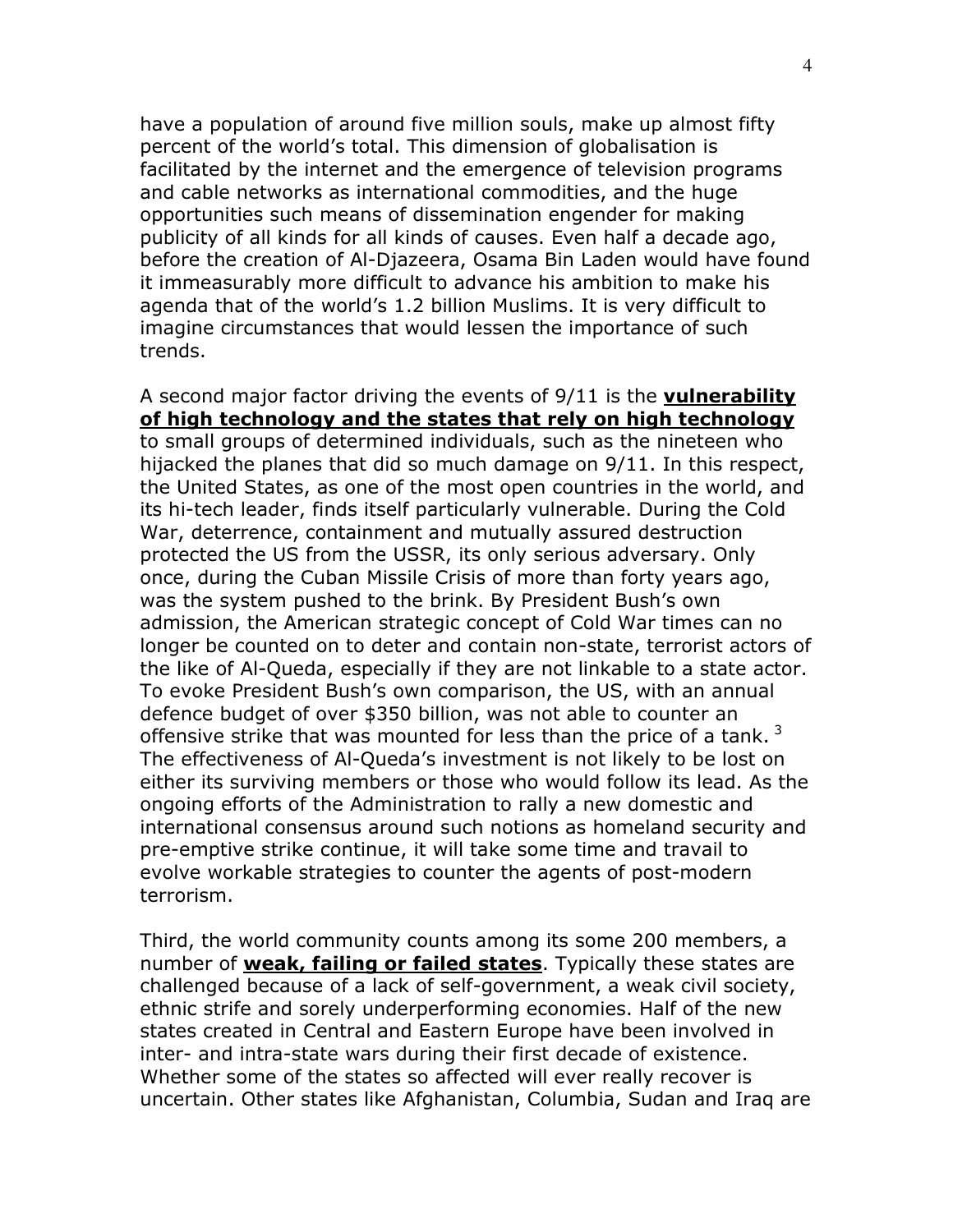have a population of around five million souls, make up almost fifty percent of the world's total. This dimension of globalisation is facilitated by the internet and the emergence of television programs and cable networks as international commodities, and the huge opportunities such means of dissemination engender for making publicity of all kinds for all kinds of causes. Even half a decade ago, before the creation of Al-Djazeera, Osama Bin Laden would have found it immeasurably more difficult to advance his ambition to make his agenda that of the world's 1.2 billion Muslims. It is very difficult to imagine circumstances that would lessen the importance of such trends.

A second major factor driving the events of 9/11 is the **vulnerability of high technology and the states that rely on high technology** to small groups of determined individuals, such as the nineteen who hijacked the planes that did so much damage on 9/11. In this respect, the United States, as one of the most open countries in the world, and its hi-tech leader, finds itself particularly vulnerable. During the Cold War, deterrence, containment and mutually assured destruction protected the US from the USSR, its only serious adversary. Only once, during the Cuban Missile Crisis of more than forty years ago, was the system pushed to the brink. By President Bush's own admission, the American strategic concept of Cold War times can no longer be counted on to deter and contain non-state, terrorist actors of the like of Al-Queda, especially if they are not linkable to a state actor. To evoke President Bush's own comparison, the US, with an annual defence budget of over $350 billion, was not able to counter an offensive strike that was mounted for less than the price of a tank. [3] The effectiveness of Al-Queda's investment is not likely to be lost on either its surviving members or those who would follow its lead. As the ongoing efforts of the Administration to rally a new domestic and international consensus around such notions as homeland security and pre-emptive strike continue, it will take some time and travail to evolve workable strategies to counter the agents of post-modern terrorism.

Third, the world community counts among its some 200 members, a number of **weak, failing or failed states**. Typically these states are challenged because of a lack of self-government, a weak civil society, ethnic strife and sorely underperforming economies. Half of the new states created in Central and Eastern Europe have been involved in inter- and intra-state wars during their first decade of existence. Whether some of the states so affected will ever really recover is uncertain. Other states like Afghanistan, Columbia, Sudan and Iraq are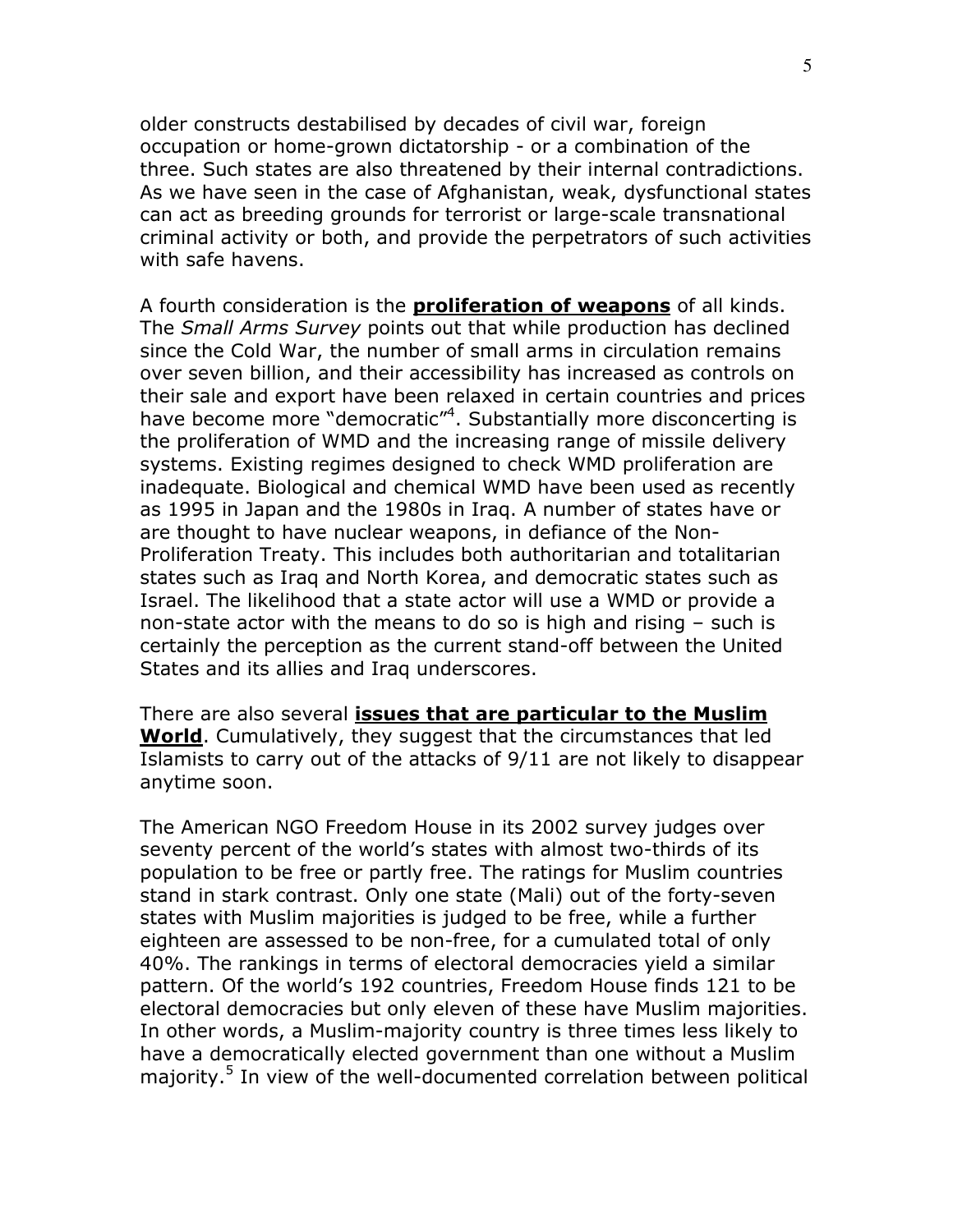older constructs destabilised by decades of civil war, foreign occupation or home-grown dictatorship - or a combination of the three. Such states are also threatened by their internal contradictions. As we have seen in the case of Afghanistan, weak, dysfunctional states can act as breeding grounds for terrorist or large-scale transnational criminal activity or both, and provide the perpetrators of such activities with safe havens.

A fourth consideration is the **proliferation of weapons** of all kinds. The *Small Arms Survey* points out that while production has declined since the Cold War, the number of small arms in circulation remains over seven billion, and their accessibility has increased as controls on their sale and export have been relaxed in certain countries and prices have become more "democratic"[4]. Substantially more disconcerting is the proliferation of WMD and the increasing range of missile delivery systems. Existing regimes designed to check WMD proliferation are inadequate. Biological and chemical WMD have been used as recently as 1995 in Japan and the 1980s in Iraq. A number of states have or are thought to have nuclear weapons, in defiance of the Non-Proliferation Treaty. This includes both authoritarian and totalitarian states such as Iraq and North Korea, and democratic states such as Israel. The likelihood that a state actor will use a WMD or provide a non-state actor with the means to do so is high and rising – such is certainly the perception as the current stand-off between the United States and its allies and Iraq underscores.

There are also several **issues that are particular to the Muslim World**. Cumulatively, they suggest that the circumstances that led Islamists to carry out of the attacks of 9/11 are not likely to disappear anytime soon.

The American NGO Freedom House in its 2002 survey judges over seventy percent of the world's states with almost two-thirds of its population to be free or partly free. The ratings for Muslim countries stand in stark contrast. Only one state (Mali) out of the forty-seven states with Muslim majorities is judged to be free, while a further eighteen are assessed to be non-free, for a cumulated total of only 40%. The rankings in terms of electoral democracies yield a similar pattern. Of the world's 192 countries, Freedom House finds 121 to be electoral democracies but only eleven of these have Muslim majorities. In other words, a Muslim-majority country is three times less likely to have a democratically elected government than one without a Muslim majority.[5] In view of the well-documented correlation between political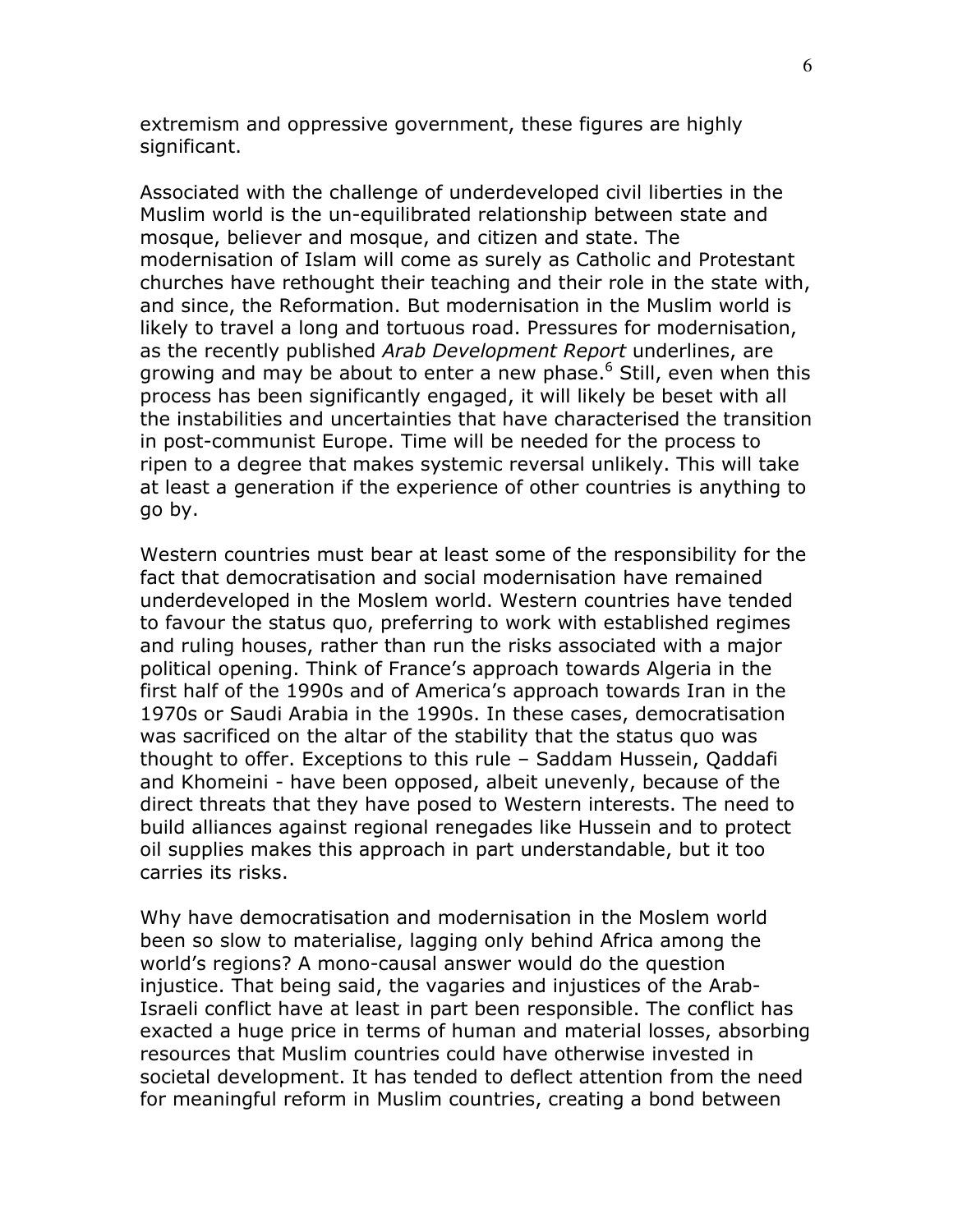extremism and oppressive government, these figures are highly significant.

Associated with the challenge of underdeveloped civil liberties in the Muslim world is the un-equilibrated relationship between state and mosque, believer and mosque, and citizen and state. The modernisation of Islam will come as surely as Catholic and Protestant churches have rethought their teaching and their role in the state with, and since, the Reformation. But modernisation in the Muslim world is likely to travel a long and tortuous road. Pressures for modernisation, as the recently published *Arab Development Report* underlines, are growing and may be about to enter a new phase.[6] Still, even when this process has been significantly engaged, it will likely be beset with all the instabilities and uncertainties that have characterised the transition in post-communist Europe. Time will be needed for the process to ripen to a degree that makes systemic reversal unlikely. This will take at least a generation if the experience of other countries is anything to go by.

Western countries must bear at least some of the responsibility for the fact that democratisation and social modernisation have remained underdeveloped in the Moslem world. Western countries have tended to favour the status quo, preferring to work with established regimes and ruling houses, rather than run the risks associated with a major political opening. Think of France's approach towards Algeria in the first half of the 1990s and of America's approach towards Iran in the 1970s or Saudi Arabia in the 1990s. In these cases, democratisation was sacrificed on the altar of the stability that the status quo was thought to offer. Exceptions to this rule – Saddam Hussein, Qaddafi and Khomeini - have been opposed, albeit unevenly, because of the direct threats that they have posed to Western interests. The need to build alliances against regional renegades like Hussein and to protect oil supplies makes this approach in part understandable, but it too carries its risks.

Why have democratisation and modernisation in the Moslem world been so slow to materialise, lagging only behind Africa among the world's regions? A mono-causal answer would do the question injustice. That being said, the vagaries and injustices of the Arab-Israeli conflict have at least in part been responsible. The conflict has exacted a huge price in terms of human and material losses, absorbing resources that Muslim countries could have otherwise invested in societal development. It has tended to deflect attention from the need for meaningful reform in Muslim countries, creating a bond between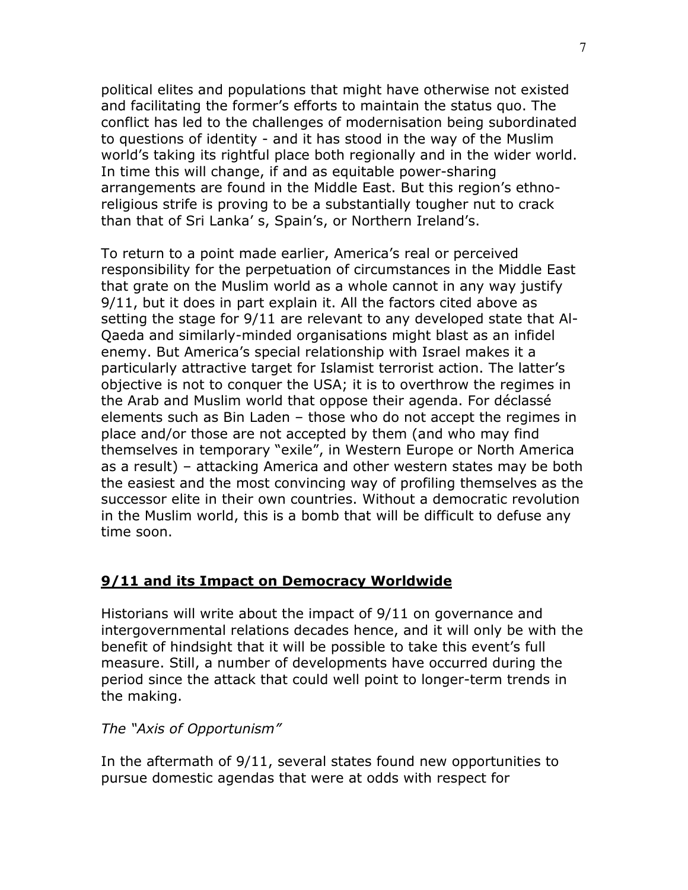political elites and populations that might have otherwise not existed and facilitating the former's efforts to maintain the status quo. The conflict has led to the challenges of modernisation being subordinated to questions of identity - and it has stood in the way of the Muslim world's taking its rightful place both regionally and in the wider world. In time this will change, if and as equitable power-sharing arrangements are found in the Middle East. But this region's ethno-religious strife is proving to be a substantially tougher nut to crack than that of Sri Lanka' s, Spain's, or Northern Ireland's.

To return to a point made earlier, America's real or perceived responsibility for the perpetuation of circumstances in the Middle East that grate on the Muslim world as a whole cannot in any way justify 9/11, but it does in part explain it. All the factors cited above as setting the stage for 9/11 are relevant to any developed state that Al-Qaeda and similarly-minded organisations might blast as an infidel enemy. But America's special relationship with Israel makes it a particularly attractive target for Islamist terrorist action. The latter's objective is not to conquer the USA; it is to overthrow the regimes in the Arab and Muslim world that oppose their agenda. For déclassé elements such as Bin Laden – those who do not accept the regimes in place and/or those are not accepted by them (and who may find themselves in temporary "exile", in Western Europe or North America as a result) – attacking America and other western states may be both the easiest and the most convincing way of profiling themselves as the successor elite in their own countries. Without a democratic revolution in the Muslim world, this is a bomb that will be difficult to defuse any time soon.

## 9/11 and its Impact on Democracy Worldwide

Historians will write about the impact of 9/11 on governance and intergovernmental relations decades hence, and it will only be with the benefit of hindsight that it will be possible to take this event's full measure. Still, a number of developments have occurred during the period since the attack that could well point to longer-term trends in the making.

### *The "Axis of Opportunism"*

In the aftermath of 9/11, several states found new opportunities to pursue domestic agendas that were at odds with respect for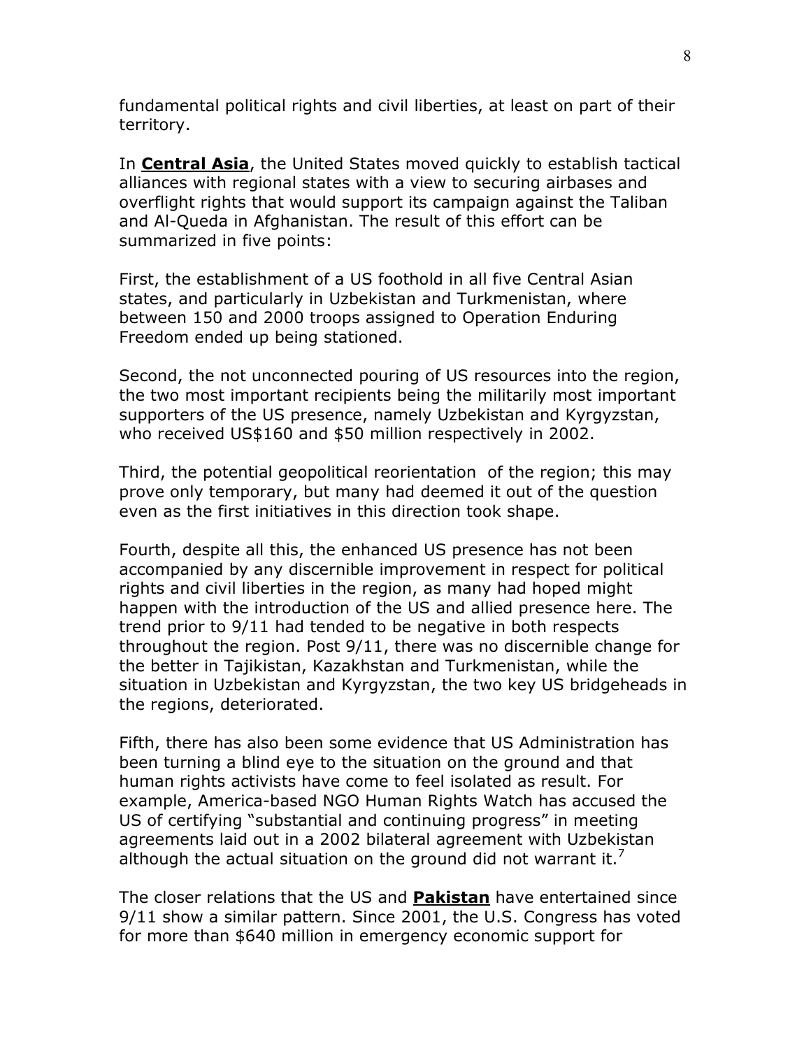fundamental political rights and civil liberties, at least on part of their territory.

In **Central Asia**, the United States moved quickly to establish tactical alliances with regional states with a view to securing airbases and overflight rights that would support its campaign against the Taliban and Al-Queda in Afghanistan. The result of this effort can be summarized in five points:

First, the establishment of a US foothold in all five Central Asian states, and particularly in Uzbekistan and Turkmenistan, where between 150 and 2000 troops assigned to Operation Enduring Freedom ended up being stationed.

Second, the not unconnected pouring of US resources into the region, the two most important recipients being the militarily most important supporters of the US presence, namely Uzbekistan and Kyrgyzstan, who received US$160 and $50 million respectively in 2002.

Third, the potential geopolitical reorientation of the region; this may prove only temporary, but many had deemed it out of the question even as the first initiatives in this direction took shape.

Fourth, despite all this, the enhanced US presence has not been accompanied by any discernible improvement in respect for political rights and civil liberties in the region, as many had hoped might happen with the introduction of the US and allied presence here. The trend prior to 9/11 had tended to be negative in both respects throughout the region. Post 9/11, there was no discernible change for the better in Tajikistan, Kazakhstan and Turkmenistan, while the situation in Uzbekistan and Kyrgyzstan, the two key US bridgeheads in the regions, deteriorated.

Fifth, there has also been some evidence that US Administration has been turning a blind eye to the situation on the ground and that human rights activists have come to feel isolated as result. For example, America-based NGO Human Rights Watch has accused the US of certifying "substantial and continuing progress" in meeting agreements laid out in a 2002 bilateral agreement with Uzbekistan although the actual situation on the ground did not warrant it.[7]

The closer relations that the US and **Pakistan** have entertained since 9/11 show a similar pattern. Since 2001, the U.S. Congress has voted for more than $640 million in emergency economic support for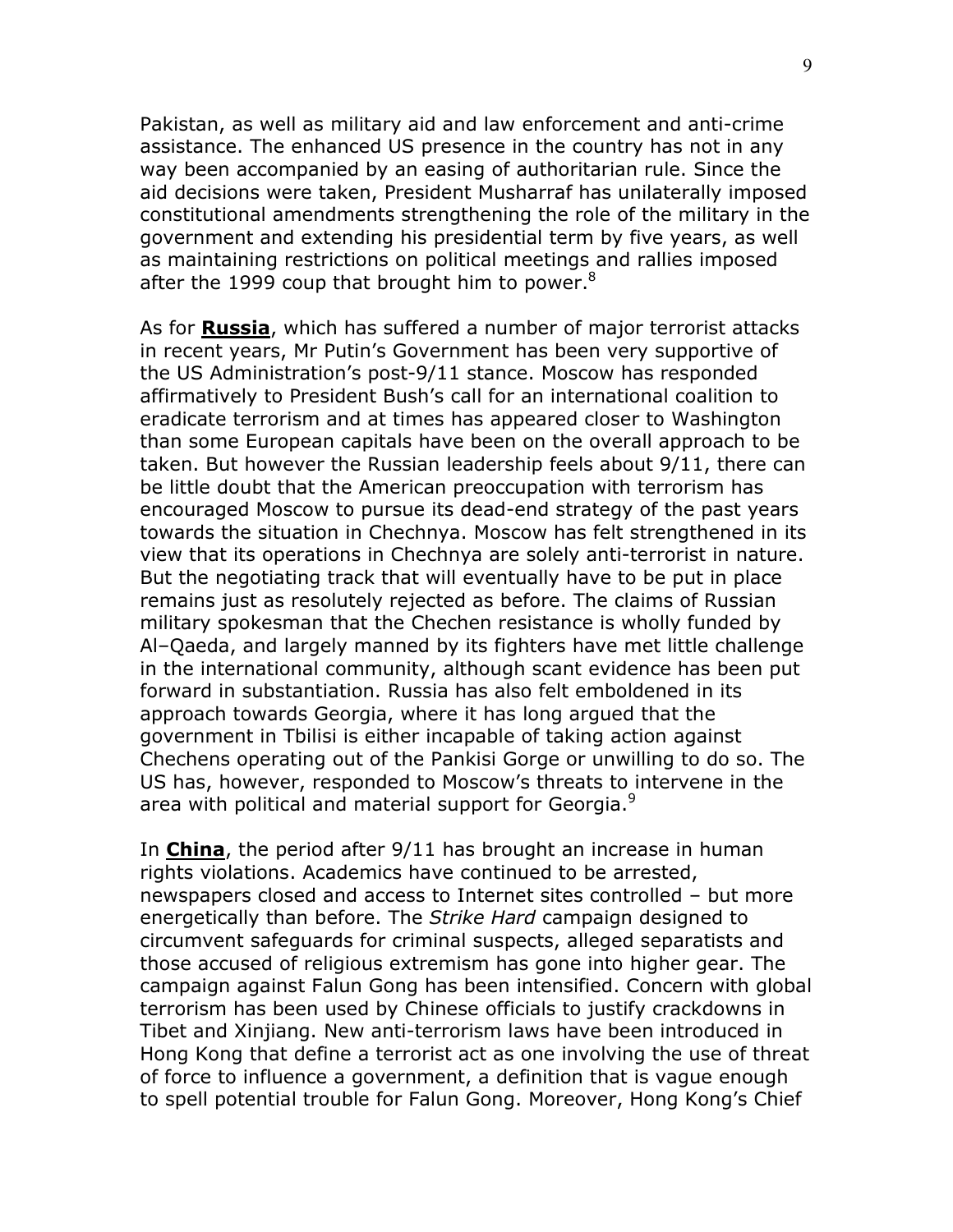Pakistan, as well as military aid and law enforcement and anti-crime assistance. The enhanced US presence in the country has not in any way been accompanied by an easing of authoritarian rule. Since the aid decisions were taken, President Musharraf has unilaterally imposed constitutional amendments strengthening the role of the military in the government and extending his presidential term by five years, as well as maintaining restrictions on political meetings and rallies imposed after the 1999 coup that brought him to power.[8]

As for **Russia**, which has suffered a number of major terrorist attacks in recent years, Mr Putin's Government has been very supportive of the US Administration's post-9/11 stance. Moscow has responded affirmatively to President Bush's call for an international coalition to eradicate terrorism and at times has appeared closer to Washington than some European capitals have been on the overall approach to be taken. But however the Russian leadership feels about 9/11, there can be little doubt that the American preoccupation with terrorism has encouraged Moscow to pursue its dead-end strategy of the past years towards the situation in Chechnya. Moscow has felt strengthened in its view that its operations in Chechnya are solely anti-terrorist in nature. But the negotiating track that will eventually have to be put in place remains just as resolutely rejected as before. The claims of Russian military spokesman that the Chechen resistance is wholly funded by Al–Qaeda, and largely manned by its fighters have met little challenge in the international community, although scant evidence has been put forward in substantiation. Russia has also felt emboldened in its approach towards Georgia, where it has long argued that the government in Tbilisi is either incapable of taking action against Chechens operating out of the Pankisi Gorge or unwilling to do so. The US has, however, responded to Moscow's threats to intervene in the area with political and material support for Georgia.[9]

In **China**, the period after 9/11 has brought an increase in human rights violations. Academics have continued to be arrested, newspapers closed and access to Internet sites controlled – but more energetically than before. The *Strike Hard* campaign designed to circumvent safeguards for criminal suspects, alleged separatists and those accused of religious extremism has gone into higher gear. The campaign against Falun Gong has been intensified. Concern with global terrorism has been used by Chinese officials to justify crackdowns in Tibet and Xinjiang. New anti-terrorism laws have been introduced in Hong Kong that define a terrorist act as one involving the use of threat of force to influence a government, a definition that is vague enough to spell potential trouble for Falun Gong. Moreover, Hong Kong's Chief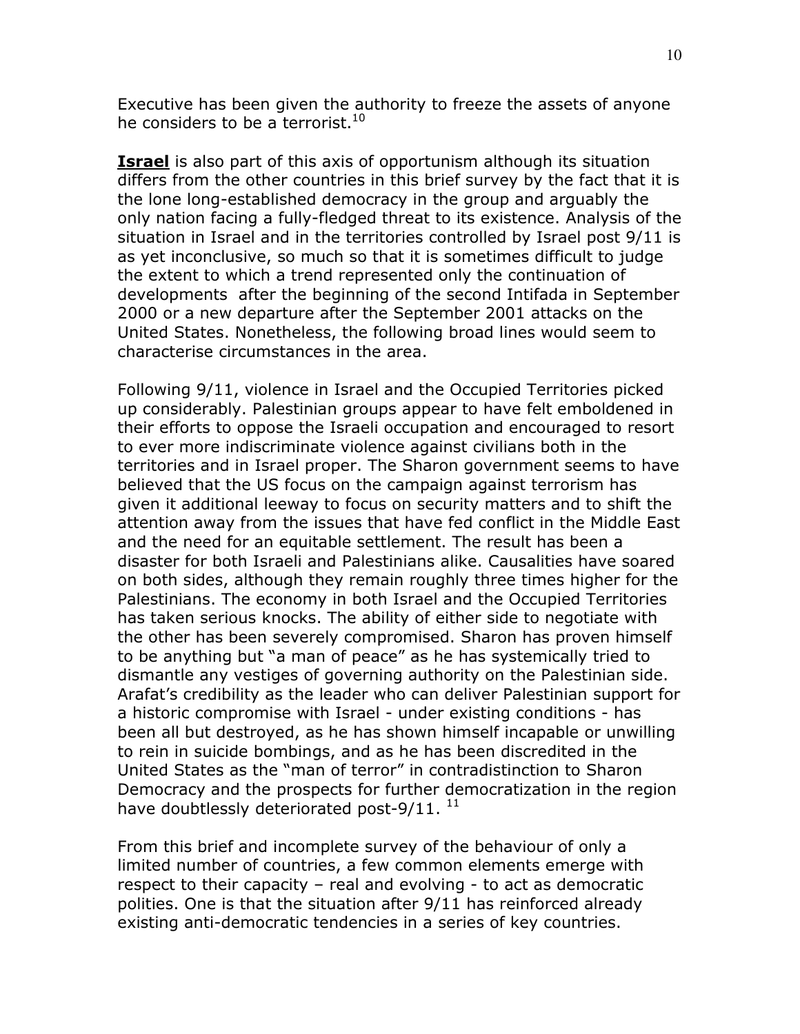Executive has been given the authority to freeze the assets of anyone he considers to be a terrorist.[10]

**Israel** is also part of this axis of opportunism although its situation differs from the other countries in this brief survey by the fact that it is the lone long-established democracy in the group and arguably the only nation facing a fully-fledged threat to its existence. Analysis of the situation in Israel and in the territories controlled by Israel post 9/11 is as yet inconclusive, so much so that it is sometimes difficult to judge the extent to which a trend represented only the continuation of developments after the beginning of the second Intifada in September 2000 or a new departure after the September 2001 attacks on the United States. Nonetheless, the following broad lines would seem to characterise circumstances in the area.

Following 9/11, violence in Israel and the Occupied Territories picked up considerably. Palestinian groups appear to have felt emboldened in their efforts to oppose the Israeli occupation and encouraged to resort to ever more indiscriminate violence against civilians both in the territories and in Israel proper. The Sharon government seems to have believed that the US focus on the campaign against terrorism has given it additional leeway to focus on security matters and to shift the attention away from the issues that have fed conflict in the Middle East and the need for an equitable settlement. The result has been a disaster for both Israeli and Palestinians alike. Causalities have soared on both sides, although they remain roughly three times higher for the Palestinians. The economy in both Israel and the Occupied Territories has taken serious knocks. The ability of either side to negotiate with the other has been severely compromised. Sharon has proven himself to be anything but "a man of peace" as he has systemically tried to dismantle any vestiges of governing authority on the Palestinian side. Arafat's credibility as the leader who can deliver Palestinian support for a historic compromise with Israel - under existing conditions - has been all but destroyed, as he has shown himself incapable or unwilling to rein in suicide bombings, and as he has been discredited in the United States as the "man of terror" in contradistinction to Sharon Democracy and the prospects for further democratization in the region have doubtlessly deteriorated post-9/11. [11]

From this brief and incomplete survey of the behaviour of only a limited number of countries, a few common elements emerge with respect to their capacity – real and evolving - to act as democratic polities. One is that the situation after 9/11 has reinforced already existing anti-democratic tendencies in a series of key countries.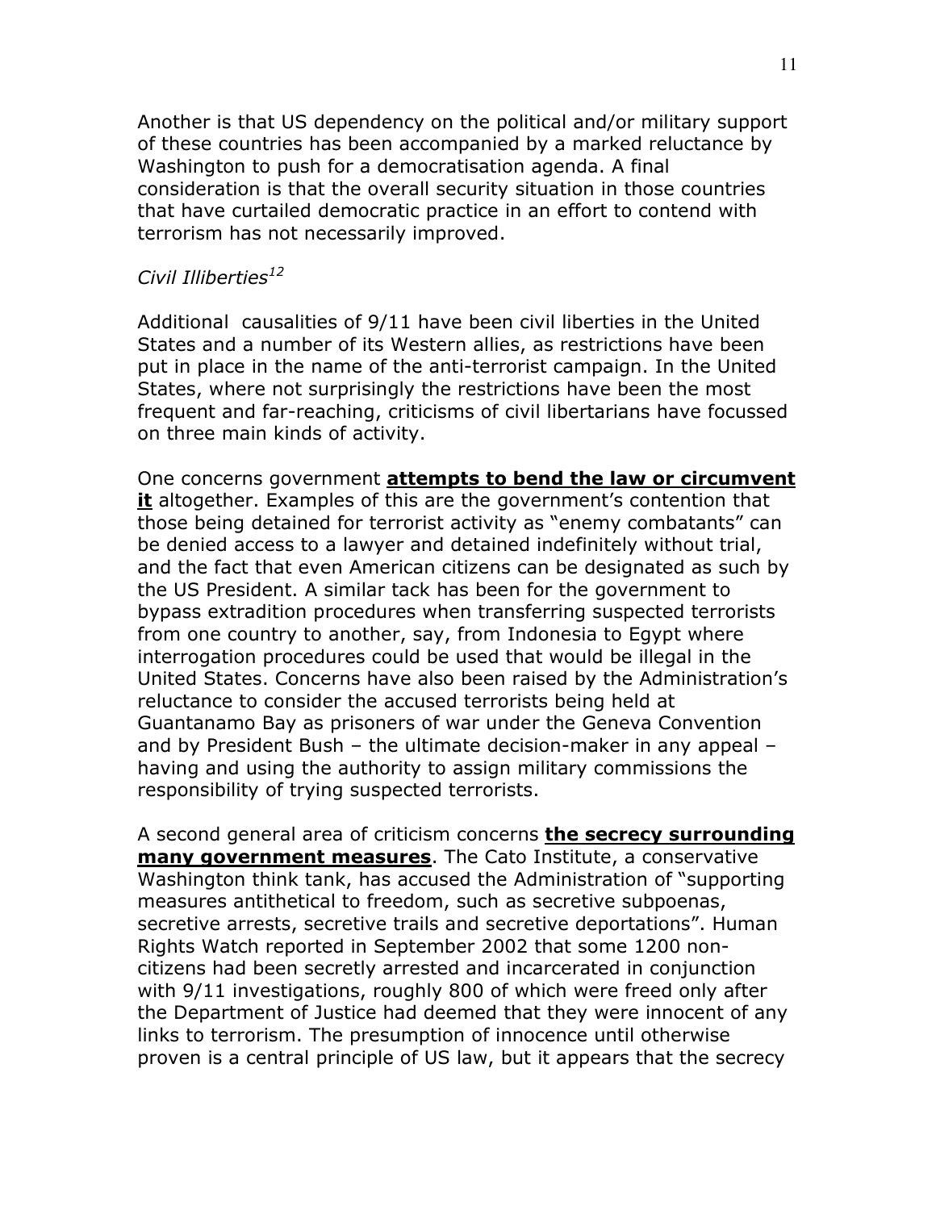Another is that US dependency on the political and/or military support of these countries has been accompanied by a marked reluctance by Washington to push for a democratisation agenda. A final consideration is that the overall security situation in those countries that have curtailed democratic practice in an effort to contend with terrorism has not necessarily improved.

*Civil Illiberties*[12]

Additional causalities of 9/11 have been civil liberties in the United States and a number of its Western allies, as restrictions have been put in place in the name of the anti-terrorist campaign. In the United States, where not surprisingly the restrictions have been the most frequent and far-reaching, criticisms of civil libertarians have focussed on three main kinds of activity.

One concerns government **attempts to bend the law or circumvent it** altogether. Examples of this are the government's contention that those being detained for terrorist activity as "enemy combatants" can be denied access to a lawyer and detained indefinitely without trial, and the fact that even American citizens can be designated as such by the US President. A similar tack has been for the government to bypass extradition procedures when transferring suspected terrorists from one country to another, say, from Indonesia to Egypt where interrogation procedures could be used that would be illegal in the United States. Concerns have also been raised by the Administration's reluctance to consider the accused terrorists being held at Guantanamo Bay as prisoners of war under the Geneva Convention and by President Bush – the ultimate decision-maker in any appeal – having and using the authority to assign military commissions the responsibility of trying suspected terrorists.

A second general area of criticism concerns **the secrecy surrounding many government measures**. The Cato Institute, a conservative Washington think tank, has accused the Administration of "supporting measures antithetical to freedom, such as secretive subpoenas, secretive arrests, secretive trails and secretive deportations". Human Rights Watch reported in September 2002 that some 1200 non-citizens had been secretly arrested and incarcerated in conjunction with 9/11 investigations, roughly 800 of which were freed only after the Department of Justice had deemed that they were innocent of any links to terrorism. The presumption of innocence until otherwise proven is a central principle of US law, but it appears that the secrecy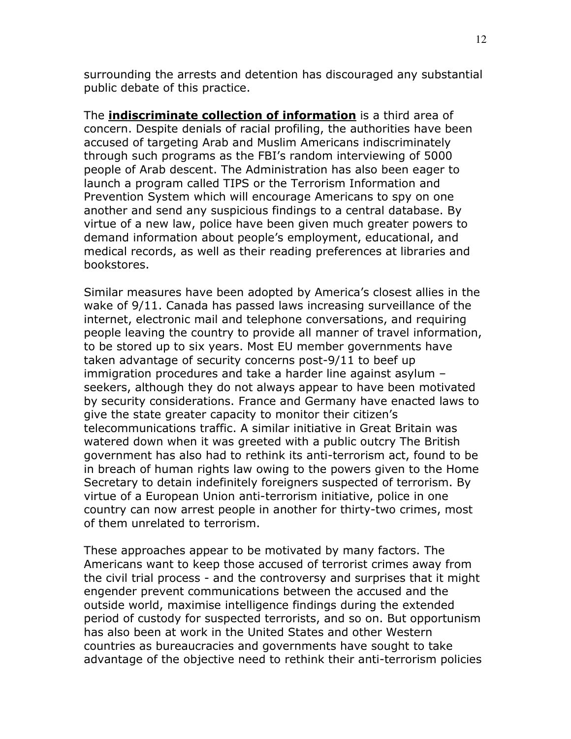surrounding the arrests and detention has discouraged any substantial public debate of this practice.

The ***indiscriminate collection of information*** is a third area of concern. Despite denials of racial profiling, the authorities have been accused of targeting Arab and Muslim Americans indiscriminately through such programs as the FBI's random interviewing of 5000 people of Arab descent. The Administration has also been eager to launch a program called TIPS or the Terrorism Information and Prevention System which will encourage Americans to spy on one another and send any suspicious findings to a central database. By virtue of a new law, police have been given much greater powers to demand information about people's employment, educational, and medical records, as well as their reading preferences at libraries and bookstores.

Similar measures have been adopted by America's closest allies in the wake of 9/11. Canada has passed laws increasing surveillance of the internet, electronic mail and telephone conversations, and requiring people leaving the country to provide all manner of travel information, to be stored up to six years. Most EU member governments have taken advantage of security concerns post-9/11 to beef up immigration procedures and take a harder line against asylum – seekers, although they do not always appear to have been motivated by security considerations. France and Germany have enacted laws to give the state greater capacity to monitor their citizen's telecommunications traffic. A similar initiative in Great Britain was watered down when it was greeted with a public outcry The British government has also had to rethink its anti-terrorism act, found to be in breach of human rights law owing to the powers given to the Home Secretary to detain indefinitely foreigners suspected of terrorism. By virtue of a European Union anti-terrorism initiative, police in one country can now arrest people in another for thirty-two crimes, most of them unrelated to terrorism.

These approaches appear to be motivated by many factors. The Americans want to keep those accused of terrorist crimes away from the civil trial process - and the controversy and surprises that it might engender prevent communications between the accused and the outside world, maximise intelligence findings during the extended period of custody for suspected terrorists, and so on. But opportunism has also been at work in the United States and other Western countries as bureaucracies and governments have sought to take advantage of the objective need to rethink their anti-terrorism policies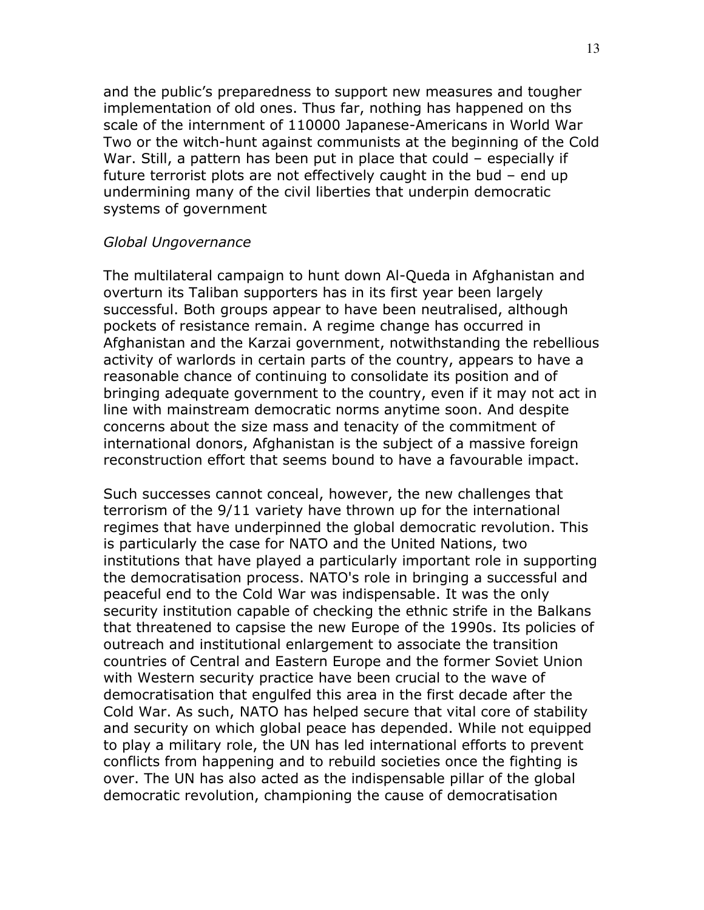and the public's preparedness to support new measures and tougher implementation of old ones. Thus far, nothing has happened on ths scale of the internment of 110000 Japanese-Americans in World War Two or the witch-hunt against communists at the beginning of the Cold War. Still, a pattern has been put in place that could – especially if future terrorist plots are not effectively caught in the bud – end up undermining many of the civil liberties that underpin democratic systems of government

*Global Ungovernance*

The multilateral campaign to hunt down Al-Queda in Afghanistan and overturn its Taliban supporters has in its first year been largely successful. Both groups appear to have been neutralised, although pockets of resistance remain. A regime change has occurred in Afghanistan and the Karzai government, notwithstanding the rebellious activity of warlords in certain parts of the country, appears to have a reasonable chance of continuing to consolidate its position and of bringing adequate government to the country, even if it may not act in line with mainstream democratic norms anytime soon. And despite concerns about the size mass and tenacity of the commitment of international donors, Afghanistan is the subject of a massive foreign reconstruction effort that seems bound to have a favourable impact.

Such successes cannot conceal, however, the new challenges that terrorism of the 9/11 variety have thrown up for the international regimes that have underpinned the global democratic revolution. This is particularly the case for NATO and the United Nations, two institutions that have played a particularly important role in supporting the democratisation process. NATO's role in bringing a successful and peaceful end to the Cold War was indispensable. It was the only security institution capable of checking the ethnic strife in the Balkans that threatened to capsise the new Europe of the 1990s. Its policies of outreach and institutional enlargement to associate the transition countries of Central and Eastern Europe and the former Soviet Union with Western security practice have been crucial to the wave of democratisation that engulfed this area in the first decade after the Cold War. As such, NATO has helped secure that vital core of stability and security on which global peace has depended. While not equipped to play a military role, the UN has led international efforts to prevent conflicts from happening and to rebuild societies once the fighting is over. The UN has also acted as the indispensable pillar of the global democratic revolution, championing the cause of democratisation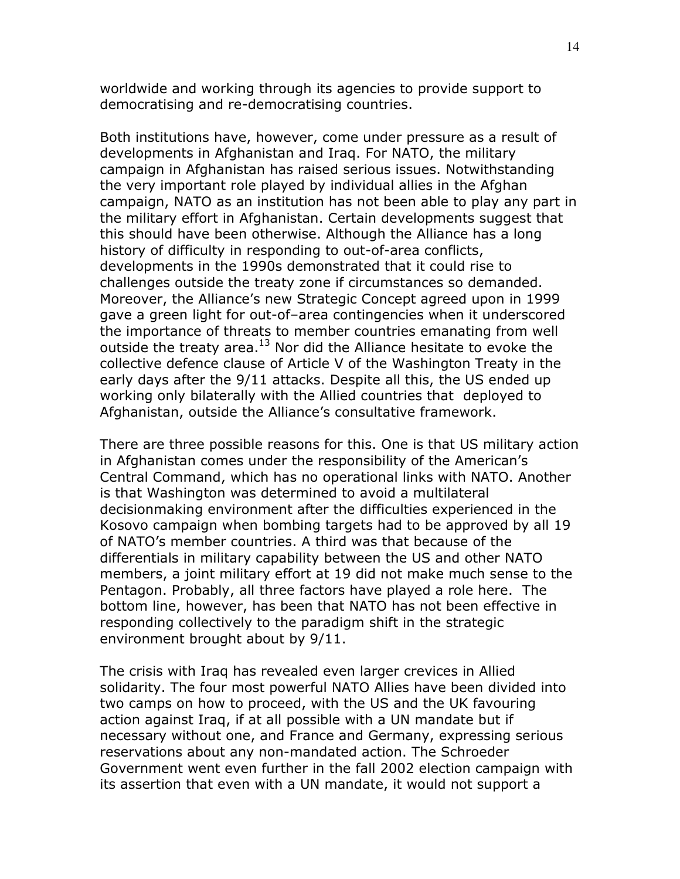worldwide and working through its agencies to provide support to democratising and re-democratising countries.

Both institutions have, however, come under pressure as a result of developments in Afghanistan and Iraq. For NATO, the military campaign in Afghanistan has raised serious issues. Notwithstanding the very important role played by individual allies in the Afghan campaign, NATO as an institution has not been able to play any part in the military effort in Afghanistan. Certain developments suggest that this should have been otherwise. Although the Alliance has a long history of difficulty in responding to out-of-area conflicts, developments in the 1990s demonstrated that it could rise to challenges outside the treaty zone if circumstances so demanded. Moreover, the Alliance's new Strategic Concept agreed upon in 1999 gave a green light for out-of–area contingencies when it underscored the importance of threats to member countries emanating from well outside the treaty area.[13] Nor did the Alliance hesitate to evoke the collective defence clause of Article V of the Washington Treaty in the early days after the 9/11 attacks. Despite all this, the US ended up working only bilaterally with the Allied countries that deployed to Afghanistan, outside the Alliance's consultative framework.

There are three possible reasons for this. One is that US military action in Afghanistan comes under the responsibility of the American's Central Command, which has no operational links with NATO. Another is that Washington was determined to avoid a multilateral decisionmaking environment after the difficulties experienced in the Kosovo campaign when bombing targets had to be approved by all 19 of NATO's member countries. A third was that because of the differentials in military capability between the US and other NATO members, a joint military effort at 19 did not make much sense to the Pentagon. Probably, all three factors have played a role here. The bottom line, however, has been that NATO has not been effective in responding collectively to the paradigm shift in the strategic environment brought about by 9/11.

The crisis with Iraq has revealed even larger crevices in Allied solidarity. The four most powerful NATO Allies have been divided into two camps on how to proceed, with the US and the UK favouring action against Iraq, if at all possible with a UN mandate but if necessary without one, and France and Germany, expressing serious reservations about any non-mandated action. The Schroeder Government went even further in the fall 2002 election campaign with its assertion that even with a UN mandate, it would not support a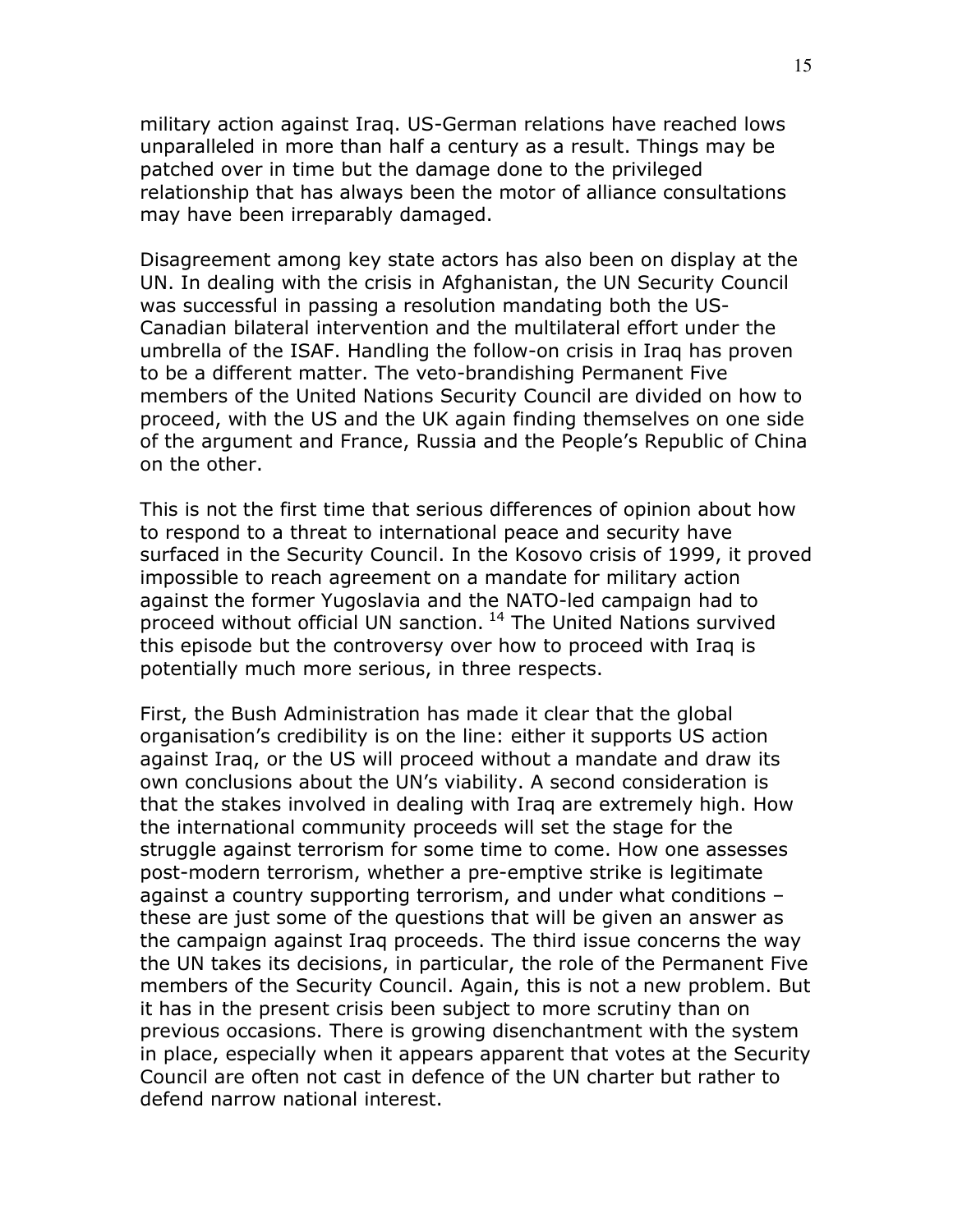military action against Iraq. US-German relations have reached lows unparalleled in more than half a century as a result. Things may be patched over in time but the damage done to the privileged relationship that has always been the motor of alliance consultations may have been irreparably damaged.

Disagreement among key state actors has also been on display at the UN. In dealing with the crisis in Afghanistan, the UN Security Council was successful in passing a resolution mandating both the US-Canadian bilateral intervention and the multilateral effort under the umbrella of the ISAF. Handling the follow-on crisis in Iraq has proven to be a different matter. The veto-brandishing Permanent Five members of the United Nations Security Council are divided on how to proceed, with the US and the UK again finding themselves on one side of the argument and France, Russia and the People's Republic of China on the other.

This is not the first time that serious differences of opinion about how to respond to a threat to international peace and security have surfaced in the Security Council. In the Kosovo crisis of 1999, it proved impossible to reach agreement on a mandate for military action against the former Yugoslavia and the NATO-led campaign had to proceed without official UN sanction. [14] The United Nations survived this episode but the controversy over how to proceed with Iraq is potentially much more serious, in three respects.

First, the Bush Administration has made it clear that the global organisation's credibility is on the line: either it supports US action against Iraq, or the US will proceed without a mandate and draw its own conclusions about the UN's viability. A second consideration is that the stakes involved in dealing with Iraq are extremely high. How the international community proceeds will set the stage for the struggle against terrorism for some time to come. How one assesses post-modern terrorism, whether a pre-emptive strike is legitimate against a country supporting terrorism, and under what conditions – these are just some of the questions that will be given an answer as the campaign against Iraq proceeds. The third issue concerns the way the UN takes its decisions, in particular, the role of the Permanent Five members of the Security Council. Again, this is not a new problem. But it has in the present crisis been subject to more scrutiny than on previous occasions. There is growing disenchantment with the system in place, especially when it appears apparent that votes at the Security Council are often not cast in defence of the UN charter but rather to defend narrow national interest.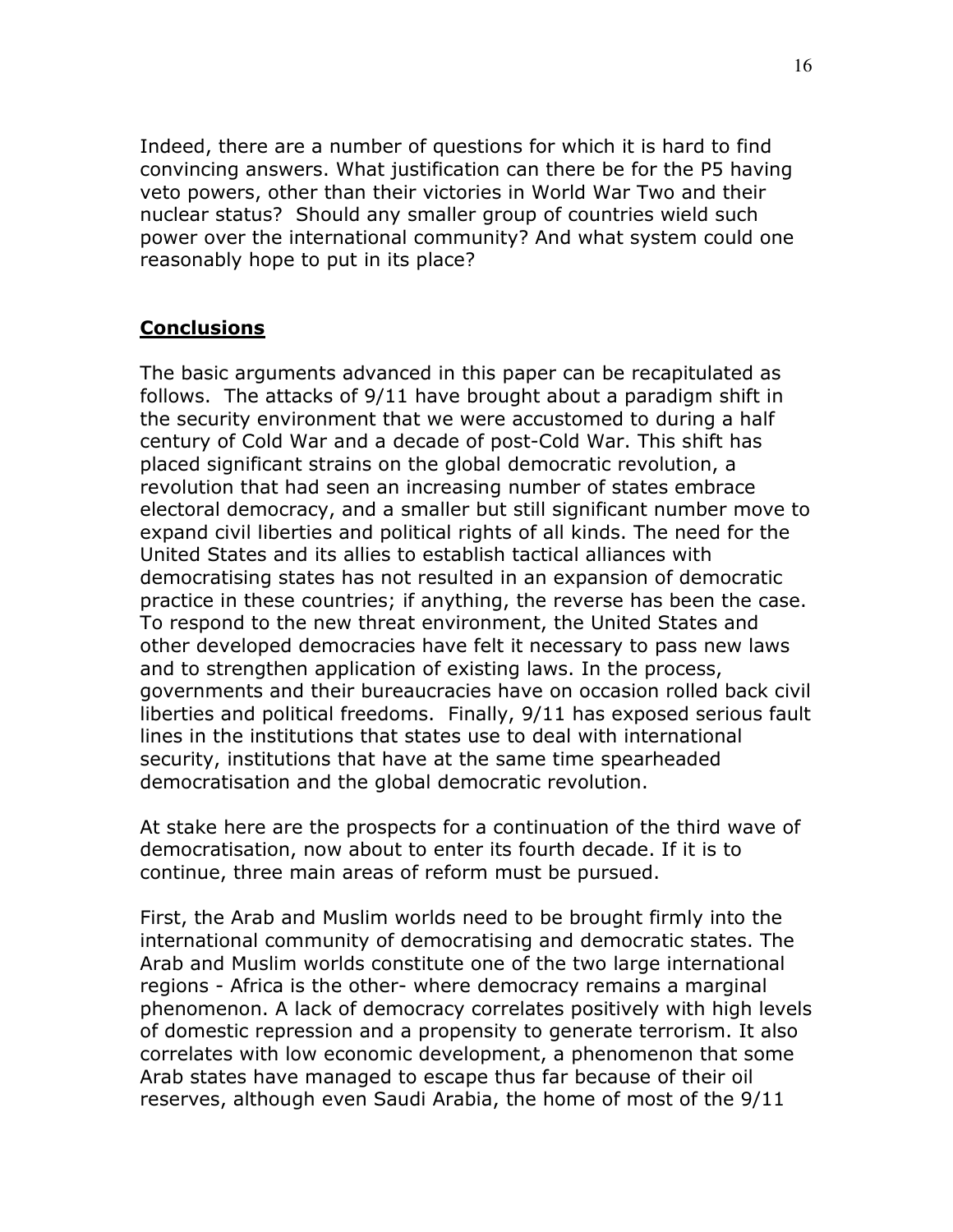Indeed, there are a number of questions for which it is hard to find convincing answers. What justification can there be for the P5 having veto powers, other than their victories in World War Two and their nuclear status? Should any smaller group of countries wield such power over the international community? And what system could one reasonably hope to put in its place?

## Conclusions

The basic arguments advanced in this paper can be recapitulated as follows. The attacks of 9/11 have brought about a paradigm shift in the security environment that we were accustomed to during a half century of Cold War and a decade of post-Cold War. This shift has placed significant strains on the global democratic revolution, a revolution that had seen an increasing number of states embrace electoral democracy, and a smaller but still significant number move to expand civil liberties and political rights of all kinds. The need for the United States and its allies to establish tactical alliances with democratising states has not resulted in an expansion of democratic practice in these countries; if anything, the reverse has been the case. To respond to the new threat environment, the United States and other developed democracies have felt it necessary to pass new laws and to strengthen application of existing laws. In the process, governments and their bureaucracies have on occasion rolled back civil liberties and political freedoms. Finally, 9/11 has exposed serious fault lines in the institutions that states use to deal with international security, institutions that have at the same time spearheaded democratisation and the global democratic revolution.

At stake here are the prospects for a continuation of the third wave of democratisation, now about to enter its fourth decade. If it is to continue, three main areas of reform must be pursued.

First, the Arab and Muslim worlds need to be brought firmly into the international community of democratising and democratic states. The Arab and Muslim worlds constitute one of the two large international regions - Africa is the other- where democracy remains a marginal phenomenon. A lack of democracy correlates positively with high levels of domestic repression and a propensity to generate terrorism. It also correlates with low economic development, a phenomenon that some Arab states have managed to escape thus far because of their oil reserves, although even Saudi Arabia, the home of most of the 9/11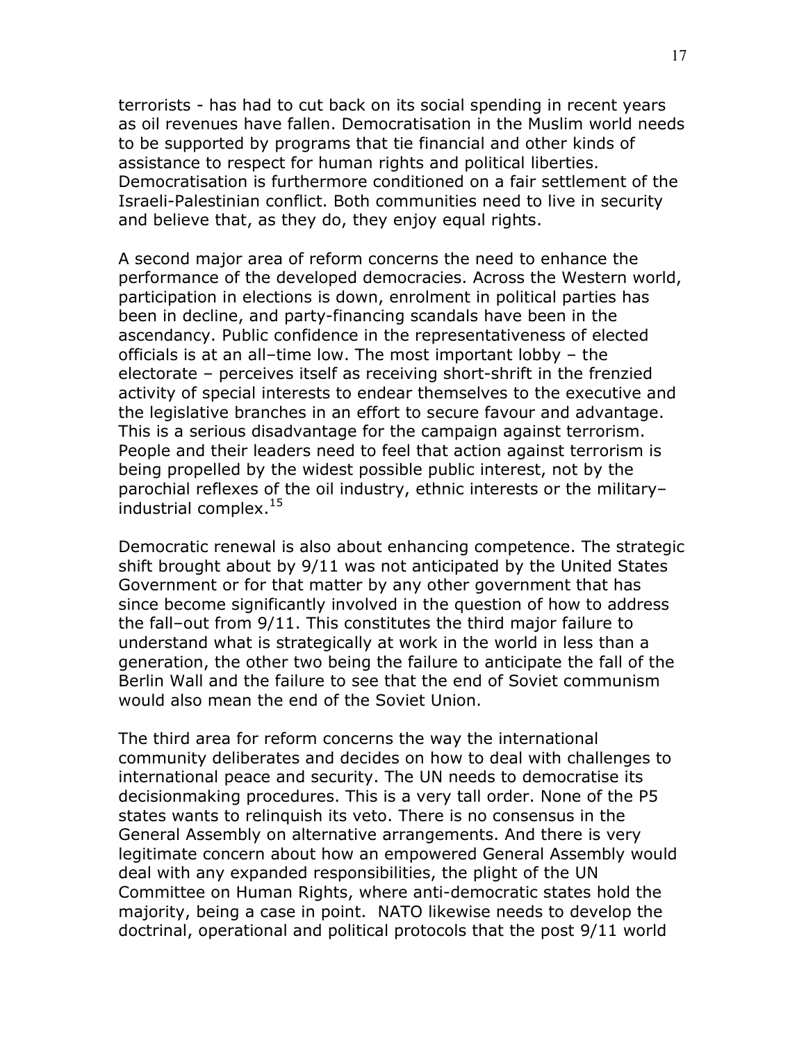terrorists - has had to cut back on its social spending in recent years as oil revenues have fallen. Democratisation in the Muslim world needs to be supported by programs that tie financial and other kinds of assistance to respect for human rights and political liberties. Democratisation is furthermore conditioned on a fair settlement of the Israeli-Palestinian conflict. Both communities need to live in security and believe that, as they do, they enjoy equal rights.

A second major area of reform concerns the need to enhance the performance of the developed democracies. Across the Western world, participation in elections is down, enrolment in political parties has been in decline, and party-financing scandals have been in the ascendancy. Public confidence in the representativeness of elected officials is at an all–time low. The most important lobby – the electorate – perceives itself as receiving short-shrift in the frenzied activity of special interests to endear themselves to the executive and the legislative branches in an effort to secure favour and advantage. This is a serious disadvantage for the campaign against terrorism. People and their leaders need to feel that action against terrorism is being propelled by the widest possible public interest, not by the parochial reflexes of the oil industry, ethnic interests or the military–industrial complex.[15]

Democratic renewal is also about enhancing competence. The strategic shift brought about by 9/11 was not anticipated by the United States Government or for that matter by any other government that has since become significantly involved in the question of how to address the fall–out from 9/11. This constitutes the third major failure to understand what is strategically at work in the world in less than a generation, the other two being the failure to anticipate the fall of the Berlin Wall and the failure to see that the end of Soviet communism would also mean the end of the Soviet Union.

The third area for reform concerns the way the international community deliberates and decides on how to deal with challenges to international peace and security. The UN needs to democratise its decisionmaking procedures. This is a very tall order. None of the P5 states wants to relinquish its veto. There is no consensus in the General Assembly on alternative arrangements. And there is very legitimate concern about how an empowered General Assembly would deal with any expanded responsibilities, the plight of the UN Committee on Human Rights, where anti-democratic states hold the majority, being a case in point. NATO likewise needs to develop the doctrinal, operational and political protocols that the post 9/11 world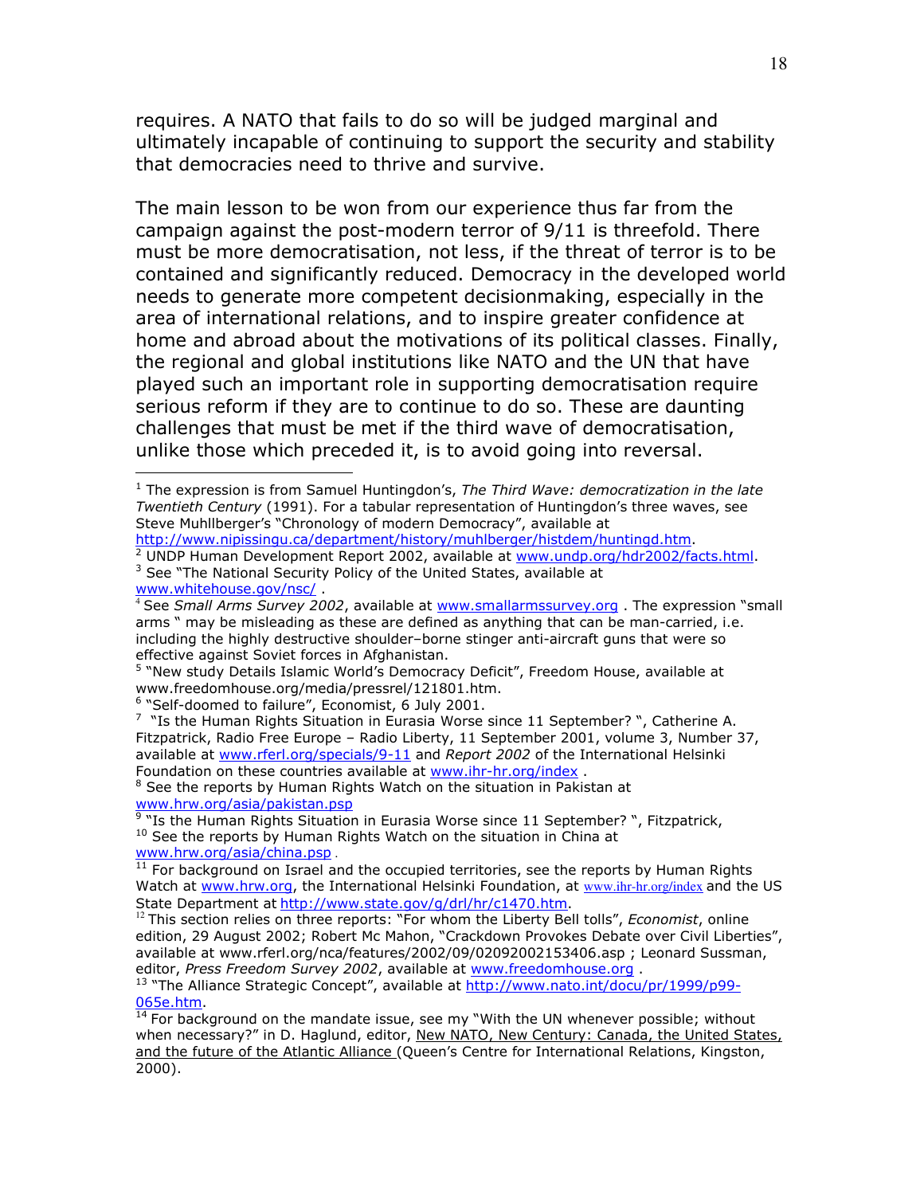requires. A NATO that fails to do so will be judged marginal and ultimately incapable of continuing to support the security and stability that democracies need to thrive and survive.

The main lesson to be won from our experience thus far from the campaign against the post-modern terror of 9/11 is threefold. There must be more democratisation, not less, if the threat of terror is to be contained and significantly reduced. Democracy in the developed world needs to generate more competent decisionmaking, especially in the area of international relations, and to inspire greater confidence at home and abroad about the motivations of its political classes. Finally, the regional and global institutions like NATO and the UN that have played such an important role in supporting democratisation require serious reform if they are to continue to do so. These are daunting challenges that must be met if the third wave of democratisation, unlike those which preceded it, is to avoid going into reversal.

---

[1] The expression is from Samuel Huntingdon's, *The Third Wave: democratization in the late Twentieth Century* (1991). For a tabular representation of Huntingdon's three waves, see Steve Muhllberger's "Chronology of modern Democracy", available at http://www.nipissingu.ca/department/history/muhlberger/histdem/huntingd.htm.

[2] UNDP Human Development Report 2002, available at www.undp.org/hdr2002/facts.html.

[3] See "The National Security Policy of the United States, available at www.whitehouse.gov/nsc/ .

[4] See *Small Arms Survey 2002*, available at www.smallarmssurvey.org . The expression "small arms " may be misleading as these are defined as anything that can be man-carried, i.e. including the highly destructive shoulder–borne stinger anti-aircraft guns that were so effective against Soviet forces in Afghanistan.

[5] "New study Details Islamic World's Democracy Deficit", Freedom House, available at www.freedomhouse.org/media/pressrel/121801.htm.

[6] "Self-doomed to failure", Economist, 6 July 2001.

[7] "Is the Human Rights Situation in Eurasia Worse since 11 September? ", Catherine A. Fitzpatrick, Radio Free Europe – Radio Liberty, 11 September 2001, volume 3, Number 37, available at www.rferl.org/specials/9-11 and *Report 2002* of the International Helsinki Foundation on these countries available at www.ihr-hr.org/index .

[8] See the reports by Human Rights Watch on the situation in Pakistan at www.hrw.org/asia/pakistan.psp

[9] "Is the Human Rights Situation in Eurasia Worse since 11 September? ", Fitzpatrick,

[10] See the reports by Human Rights Watch on the situation in China at www.hrw.org/asia/china.psp .

[11] For background on Israel and the occupied territories, see the reports by Human Rights Watch at www.hrw.org, the International Helsinki Foundation, at www.ihr-hr.org/index and the US State Department at http://www.state.gov/g/drl/hr/c1470.htm.

[12] This section relies on three reports: "For whom the Liberty Bell tolls", *Economist*, online edition, 29 August 2002; Robert Mc Mahon, "Crackdown Provokes Debate over Civil Liberties", available at www.rferl.org/nca/features/2002/09/02092002153406.asp ; Leonard Sussman, editor, *Press Freedom Survey 2002*, available at www.freedomhouse.org .

[13] "The Alliance Strategic Concept", available at http://www.nato.int/docu/pr/1999/p99-065e.htm.

[14] For background on the mandate issue, see my "With the UN whenever possible; without when necessary?" in D. Haglund, editor, New NATO, New Century: Canada, the United States, and the future of the Atlantic Alliance (Queen's Centre for International Relations, Kingston, 2000).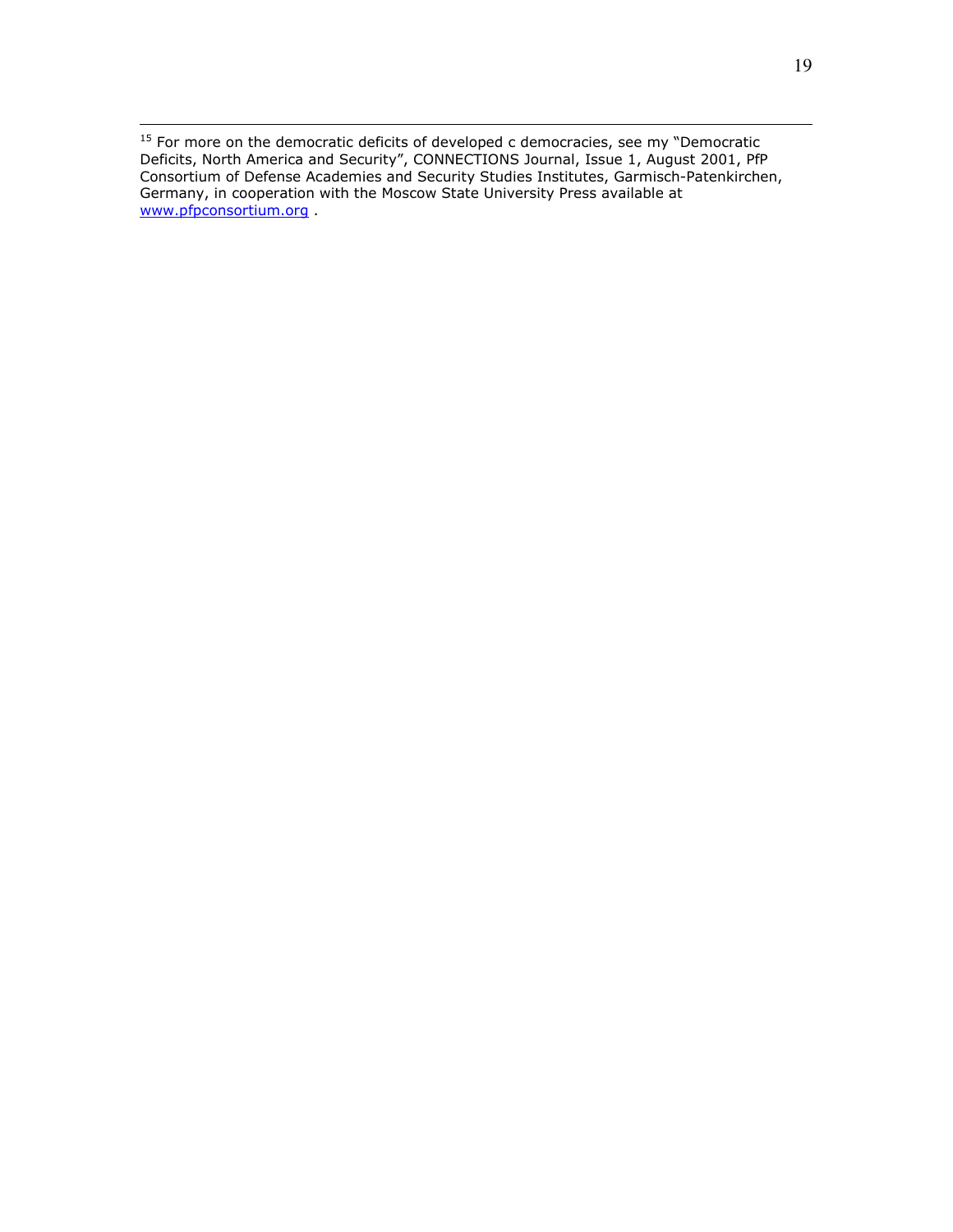[15] For more on the democratic deficits of developed c democracies, see my "Democratic Deficits, North America and Security", CONNECTIONS Journal, Issue 1, August 2001, PfP Consortium of Defense Academies and Security Studies Institutes, Garmisch-Patenkirchen, Germany, in cooperation with the Moscow State University Press available at www.pfpconsortium.org .